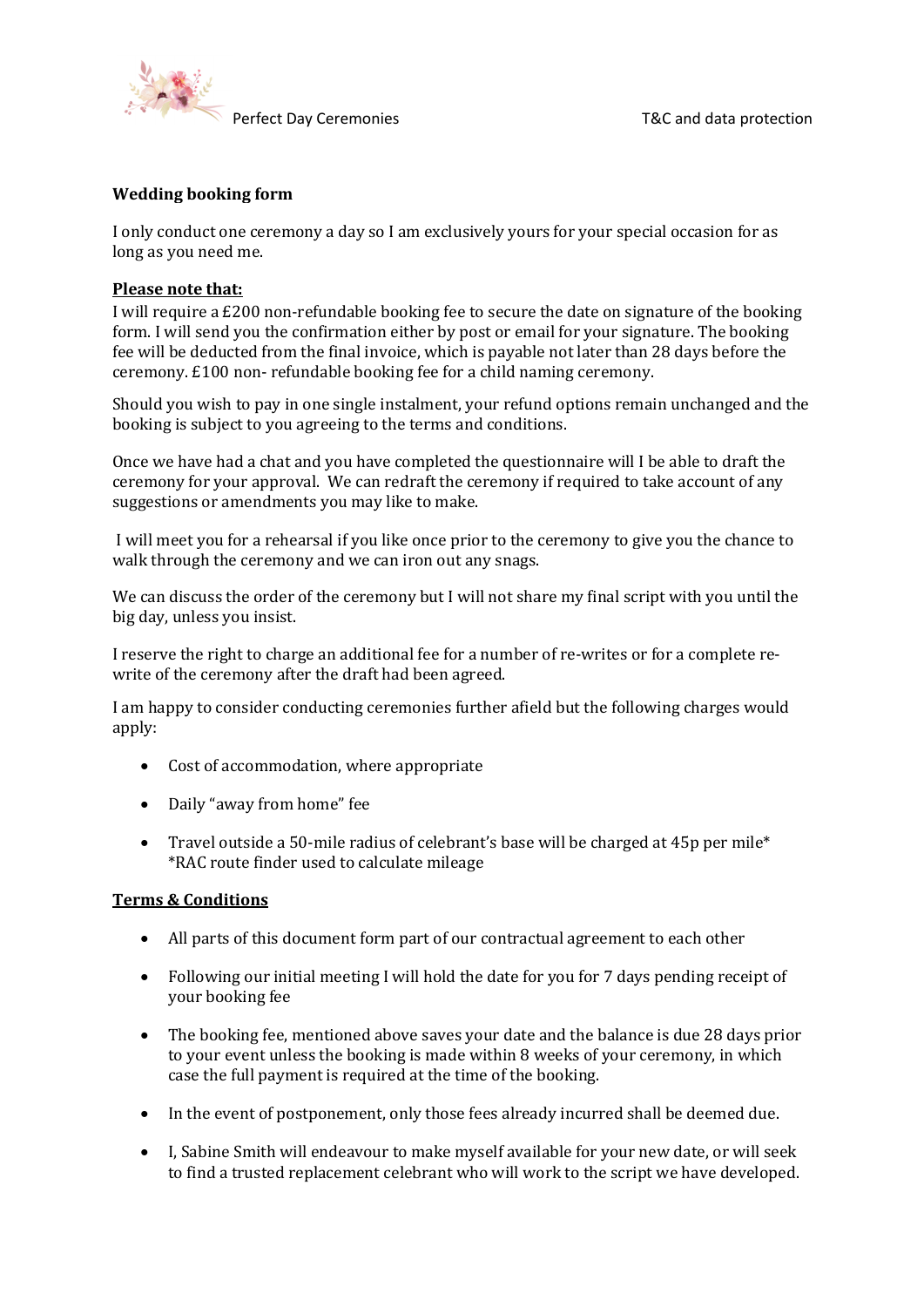## Wedding booking form

I only conduct one ceremony a day so I am exclusively yours for your special occasion for as long as you need me.

**Please note that:**

I will require a £200 non-refundable booking fee to secure the date on signature of the booking form. I will send you the confirmation either by post or email for your signature. The booking fee will be deducted from the final invoice, which is payable not later than 28 days before the ceremony. £100 non- refundable booking fee for a child naming ceremony.

Should you wish to pay in one single instalment, your refund options remain unchanged and the booking is subject to you agreeing to the terms and conditions.

Once we have had a chat and you have completed the questionnaire will I be able to draft the ceremony for your approval. We can redraft the ceremony if required to take account of any suggestions or amendments you may like to make.

I will meet you for a rehearsal if you like once prior to the ceremony to give you the chance to walk through the ceremony and we can iron out any snags.

We can discuss the order of the ceremony but I will not share my final script with you until the big day, unless you insist.

I reserve the right to charge an additional fee for a number of re-writes or for a complete re-write of the ceremony after the draft had been agreed.

I am happy to consider conducting ceremonies further afield but the following charges would apply:

- Cost of accommodation, where appropriate
- Daily "away from home" fee
- Travel outside a 50-mile radius of celebrant's base will be charged at 45p per mile* *RAC route finder used to calculate mileage

**Terms & Conditions**

- All parts of this document form part of our contractual agreement to each other
- Following our initial meeting I will hold the date for you for 7 days pending receipt of your booking fee
- The booking fee, mentioned above saves your date and the balance is due 28 days prior to your event unless the booking is made within 8 weeks of your ceremony, in which case the full payment is required at the time of the booking.
- In the event of postponement, only those fees already incurred shall be deemed due.
- I, Sabine Smith will endeavour to make myself available for your new date, or will seek to find a trusted replacement celebrant who will work to the script we have developed.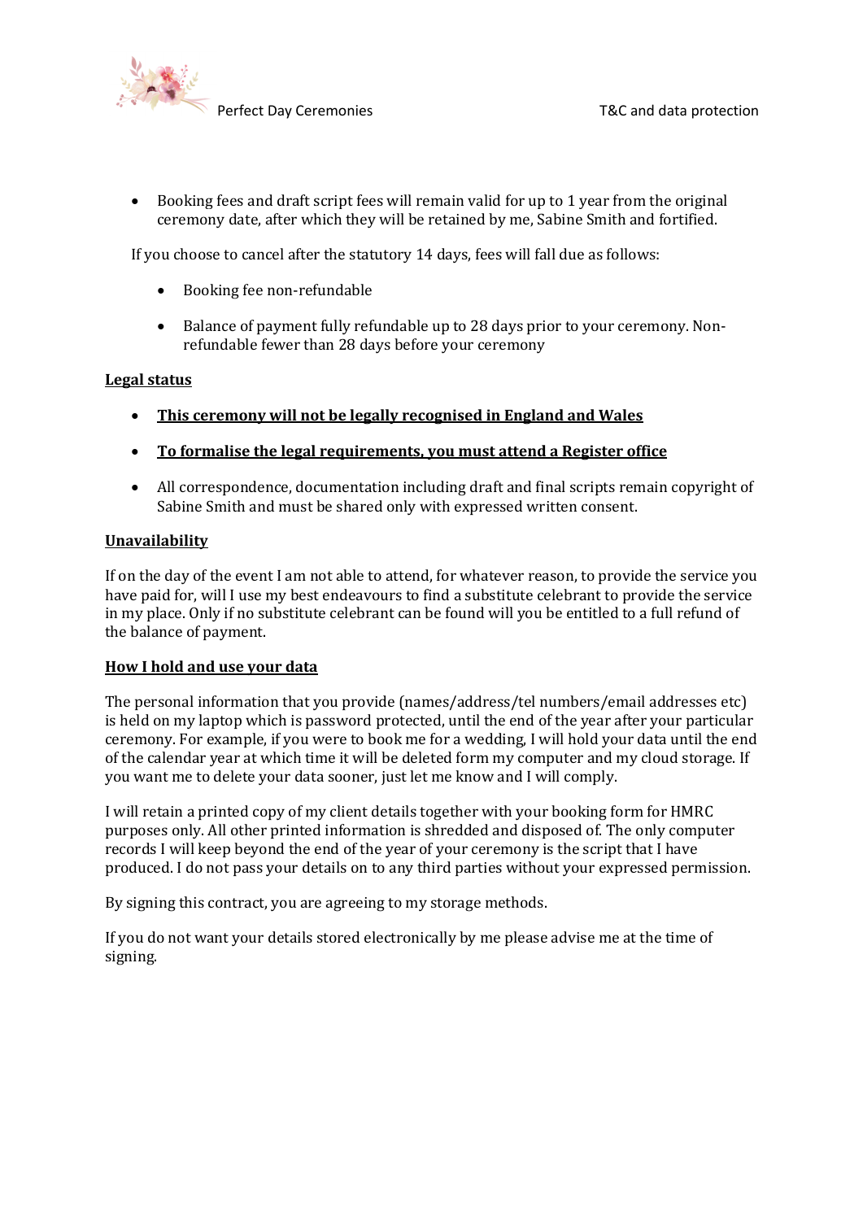- Booking fees and draft script fees will remain valid for up to 1 year from the original ceremony date, after which they will be retained by me, Sabine Smith and fortified.

If you choose to cancel after the statutory 14 days, fees will fall due as follows:

- Booking fee non-refundable
- Balance of payment fully refundable up to 28 days prior to your ceremony. Non-refundable fewer than 28 days before your ceremony

**Legal status**

- **This ceremony will not be legally recognised in England and Wales**
- **To formalise the legal requirements, you must attend a Register office**
- All correspondence, documentation including draft and final scripts remain copyright of Sabine Smith and must be shared only with expressed written consent.

**Unavailability**

If on the day of the event I am not able to attend, for whatever reason, to provide the service you have paid for, will I use my best endeavours to find a substitute celebrant to provide the service in my place. Only if no substitute celebrant can be found will you be entitled to a full refund of the balance of payment.

**How I hold and use your data**

The personal information that you provide (names/address/tel numbers/email addresses etc) is held on my laptop which is password protected, until the end of the year after your particular ceremony. For example, if you were to book me for a wedding, I will hold your data until the end of the calendar year at which time it will be deleted form my computer and my cloud storage. If you want me to delete your data sooner, just let me know and I will comply.

I will retain a printed copy of my client details together with your booking form for HMRC purposes only. All other printed information is shredded and disposed of. The only computer records I will keep beyond the end of the year of your ceremony is the script that I have produced. I do not pass your details on to any third parties without your expressed permission.

By signing this contract, you are agreeing to my storage methods.

If you do not want your details stored electronically by me please advise me at the time of signing.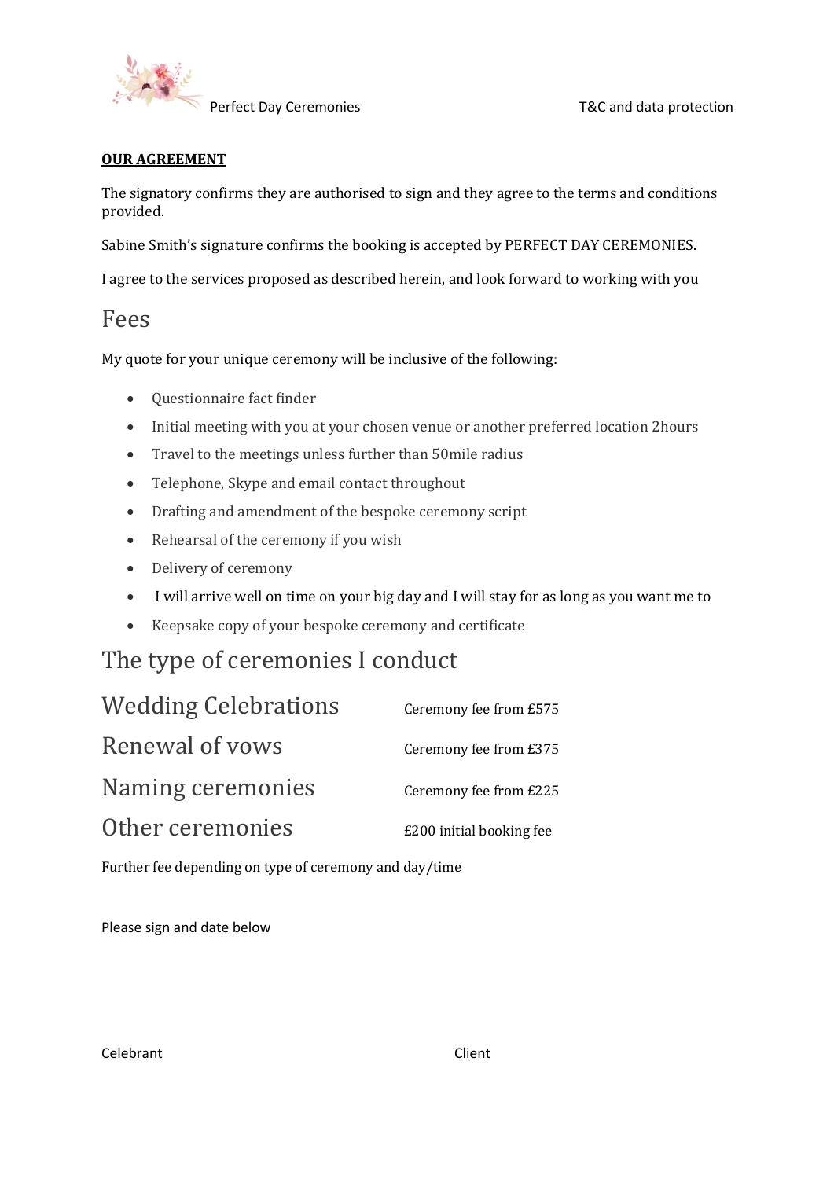**OUR AGREEMENT**

The signatory confirms they are authorised to sign and they agree to the terms and conditions provided.

Sabine Smith's signature confirms the booking is accepted by PERFECT DAY CEREMONIES.

I agree to the services proposed as described herein, and look forward to working with you

## Fees

My quote for your unique ceremony will be inclusive of the following:

- Questionnaire fact finder
- Initial meeting with you at your chosen venue or another preferred location 2hours
- Travel to the meetings unless further than 50mile radius
- Telephone, Skype and email contact throughout
- Drafting and amendment of the bespoke ceremony script
- Rehearsal of the ceremony if you wish
- Delivery of ceremony
- I will arrive well on time on your big day and I will stay for as long as you want me to
- Keepsake copy of your bespoke ceremony and certificate

## The type of ceremonies I conduct

| | |
|---|---|
| Wedding Celebrations | Ceremony fee from £575 |
| Renewal of vows | Ceremony fee from £375 |
| Naming ceremonies | Ceremony fee from £225 |
| Other ceremonies | £200 initial booking fee |

Further fee depending on type of ceremony and day/time

Please sign and date below

Celebrant

Client